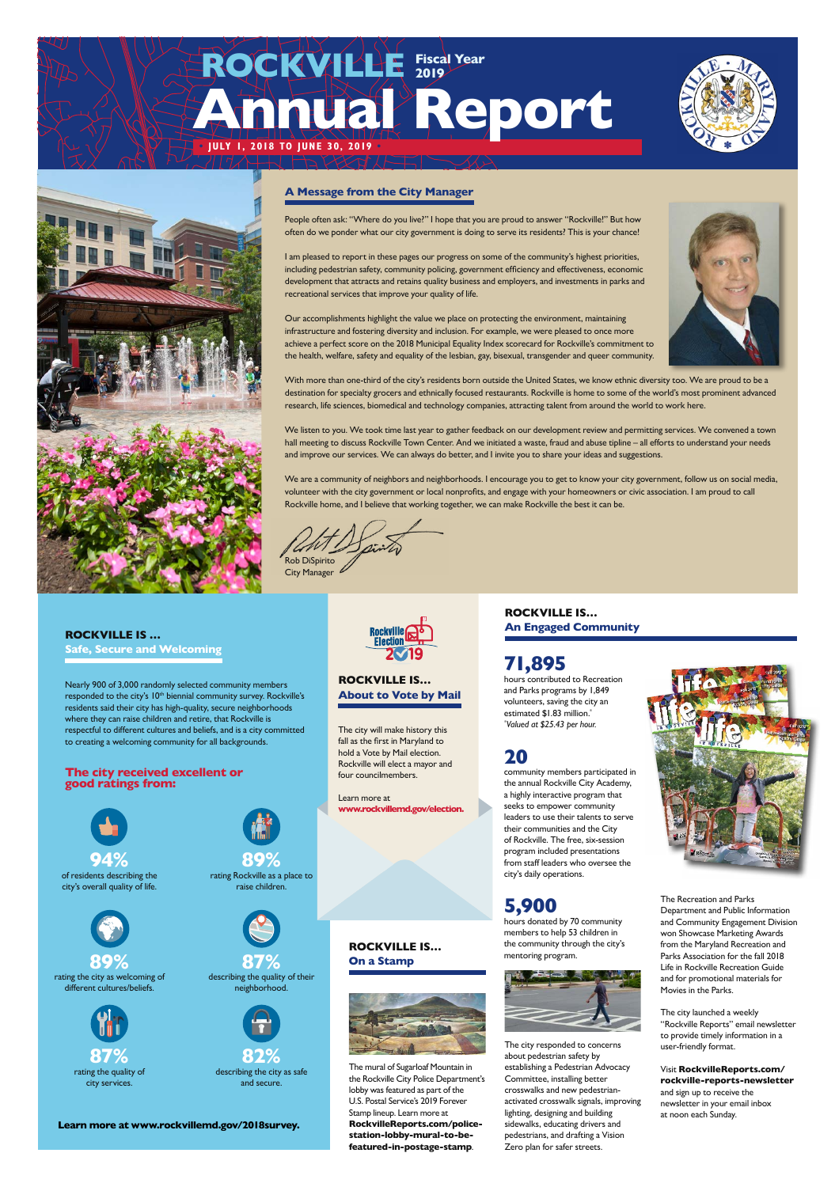# ROCKVILLE Fiscal Year 2019 Annual Report

**JULY 1, 2018 TO JUNE 30, 2019**

## A Message from the City Manager

People often ask: "Where do you live?" I hope that you are proud to answer "Rockville!" But how often do we ponder what our city government is doing to serve its residents? This is your chance!

I am pleased to report in these pages our progress on some of the community's highest priorities, including pedestrian safety, community policing, government efficiency and effectiveness, economic development that attracts and retains quality business and employers, and investments in parks and recreational services that improve your quality of life.

Our accomplishments highlight the value we place on protecting the environment, maintaining infrastructure and fostering diversity and inclusion. For example, we were pleased to once more achieve a perfect score on the 2018 Municipal Equality Index scorecard for Rockville's commitment to the health, welfare, safety and equality of the lesbian, gay, bisexual, transgender and queer community.

With more than one-third of the city's residents born outside the United States, we know ethnic diversity too. We are proud to be a destination for specialty grocers and ethnically focused restaurants. Rockville is home to some of the world's most prominent advanced research, life sciences, biomedical and technology companies, attracting talent from around the world to work here.

We listen to you. We took time last year to gather feedback on our development review and permitting services. We convened a town hall meeting to discuss Rockville Town Center. And we initiated a waste, fraud and abuse tipline – all efforts to understand your needs and improve our services. We can always do better, and I invite you to share your ideas and suggestions.

We are a community of neighbors and neighborhoods. I encourage you to get to know your city government, follow us on social media, volunteer with the city government or local nonprofits, and engage with your homeowners or civic association. I am proud to call Rockville home, and I believe that working together, we can make Rockville the best it can be.

Rob DiSpirito
City Manager

## ROCKVILLE IS … Safe, Secure and Welcoming

Nearly 900 of 3,000 randomly selected community members responded to the city's 10th biennial community survey. Rockville's residents said their city has high-quality, secure neighborhoods where they can raise children and retire, that Rockville is respectful to different cultures and beliefs, and is a city committed to creating a welcoming community for all backgrounds.

### The city received excellent or good ratings from:

**94%** of residents describing the city's overall quality of life.

**89%** rating Rockville as a place to raise children.

**89%** rating the city as welcoming of different cultures/beliefs.

**87%** describing the quality of their neighborhood.

**87%** rating the quality of city services.

**82%** describing the city as safe and secure.

**Learn more at www.rockvillemd.gov/2018survey.**

## ROCKVILLE IS … About to Vote by Mail

Rockville Election 2019

The city will make history this fall as the first in Maryland to hold a Vote by Mail election. Rockville will elect a mayor and four councilmembers.

Learn more at **www.rockvillemd.gov/election.**

## ROCKVILLE IS … On a Stamp

The mural of Sugarloaf Mountain in the Rockville City Police Department's lobby was featured as part of the U.S. Postal Service's 2019 Forever Stamp lineup. Learn more at **RockvilleReports.com/police-station-lobby-mural-to-be-featured-in-postage-stamp**.

## ROCKVILLE IS … An Engaged Community

**71,895**

hours contributed to Recreation and Parks programs by 1,849 volunteers, saving the city an estimated $1.83 million.*
*Valued at $25.43 per hour.*

**20**

community members participated in the annual Rockville City Academy, a highly interactive program that seeks to empower community leaders to use their talents to serve their communities and the City of Rockville. The free, six-session program included presentations from staff leaders who oversee the city's daily operations.

**5,900**

hours donated by 70 community members to help 53 children in the community through the city's mentoring program.

The city responded to concerns about pedestrian safety by establishing a Pedestrian Advocacy Committee, installing better crosswalks and new pedestrian-activated crosswalk signals, improving lighting, designing and building sidewalks, educating drivers and pedestrians, and drafting a Vision Zero plan for safer streets.

The Recreation and Parks Department and Public Information and Community Engagement Division won Showcase Marketing Awards from the Maryland Recreation and Parks Association for the fall 2018 Life in Rockville Recreation Guide and for promotional materials for Movies in the Parks.

The city launched a weekly "Rockville Reports" email newsletter to provide timely information in a user-friendly format.

Visit **RockvilleReports.com/rockville-reports-newsletter** and sign up to receive the newsletter in your email inbox at noon each Sunday.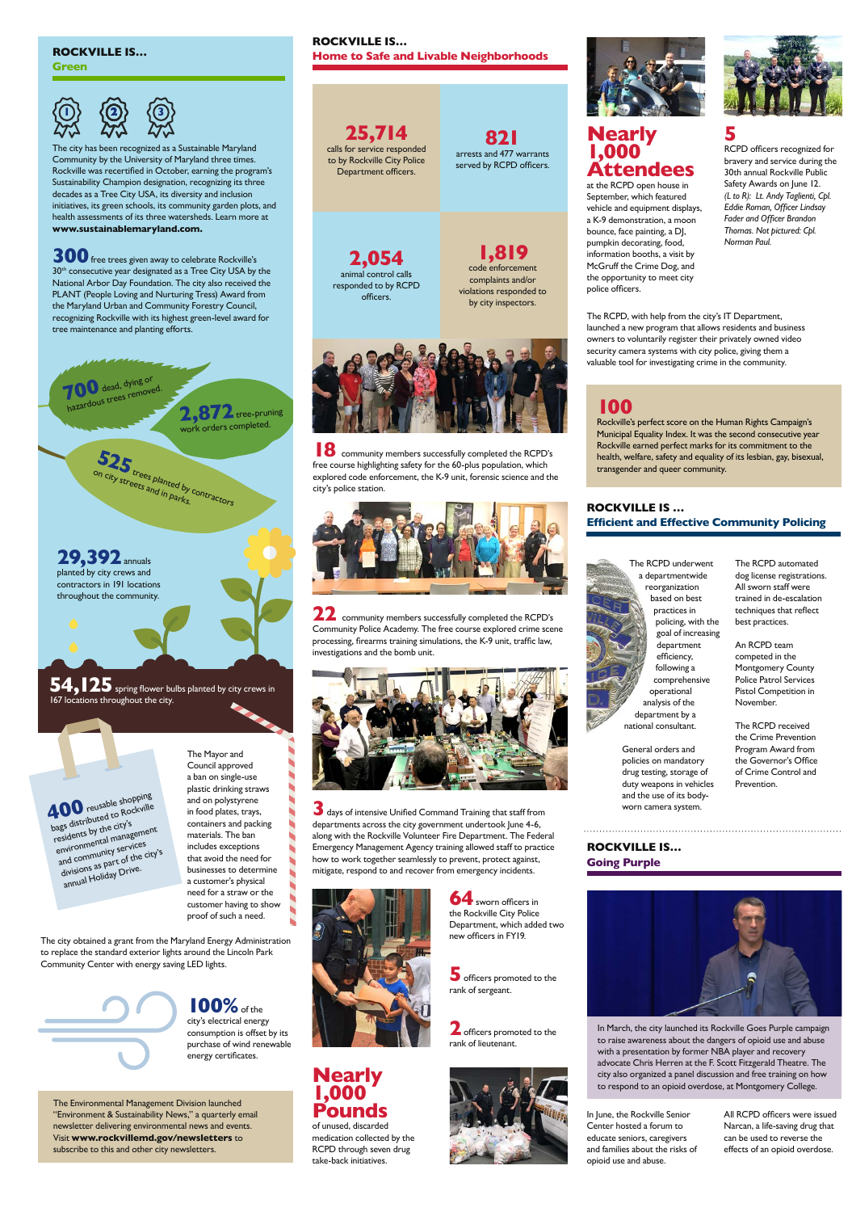## ROCKVILLE IS... Green

The city has been recognized as a Sustainable Maryland Community by the University of Maryland three times. Rockville was recertified in October, earning the program's Sustainability Champion designation, recognizing its three decades as a Tree City USA, its diversity and inclusion initiatives, its green schools, its community garden plots, and health assessments of its three watersheds. Learn more at **www.sustainablemaryland.com.**

**300** free trees given away to celebrate Rockville's 30th consecutive year designated as a Tree City USA by the National Arbor Day Foundation. The city also received the PLANT (People Loving and Nurturing Trees) Award from the Maryland Urban and Community Forestry Council, recognizing Rockville with its highest green-level award for tree maintenance and planting efforts.

**700** dead, dying or hazardous trees removed.

**2,872** tree-pruning work orders completed.

**525** trees planted by contractors on city streets and in parks.

**29,392** annuals planted by city crews and contractors in 191 locations throughout the community.

**54,125** spring flower bulbs planted by city crews in 167 locations throughout the city.

**400** reusable shopping bags distributed to Rockville residents by the city's environmental management and community services divisions as part of the city's annual Holiday Drive.

The Mayor and Council approved a ban on single-use plastic drinking straws and on polystyrene in food plates, trays, containers and packing materials. The ban includes exceptions that avoid the need for businesses to determine a customer's physical need for a straw or the customer having to show proof of such a need.

The city obtained a grant from the Maryland Energy Administration to replace the standard exterior lights around the Lincoln Park Community Center with energy saving LED lights.

**100%** of the city's electrical energy consumption is offset by its purchase of wind renewable energy certificates.

The Environmental Management Division launched "Environment & Sustainability News," a quarterly email newsletter delivering environmental news and events. Visit **www.rockvillemd.gov/newsletters** to subscribe to this and other city newsletters.

## ROCKVILLE IS... Home to Safe and Livable Neighborhoods

**25,714** calls for service responded to by Rockville City Police Department officers.

**821** arrests and 477 warrants served by RCPD officers.

**2,054** animal control calls responded to by RCPD officers.

**1,819** code enforcement complaints and/or violations responded to by city inspectors.

**18** community members successfully completed the RCPD's free course highlighting safety for the 60-plus population, which explored code enforcement, the K-9 unit, forensic science and the city's police station.

**22** community members successfully completed the RCPD's Community Police Academy. The free course explored crime scene processing, firearms training simulations, the K-9 unit, traffic law, investigations and the bomb unit.

**3** days of intensive Unified Command Training that staff from departments across the city government undertook June 4-6, along with the Rockville Volunteer Fire Department. The Federal Emergency Management Agency training allowed staff to practice how to work together seamlessly to prevent, protect against, mitigate, respond to and recover from emergency incidents.

**64** sworn officers in the Rockville City Police Department, which added two new officers in FY19.

**5** officers promoted to the rank of sergeant.

**2** officers promoted to the rank of lieutenant.

**Nearly 1,000 Pounds** of unused, discarded medication collected by the RCPD through seven drug take-back initiatives.

**Nearly 1,000 Attendees** at the RCPD open house in September, which featured vehicle and equipment displays, a K-9 demonstration, a moon bounce, face painting, a DJ, pumpkin decorating, food, information booths, a visit by McGruff the Crime Dog, and the opportunity to meet city police officers.

**5** RCPD officers recognized for bravery and service during the 30th annual Rockville Public Safety Awards on June 12. *(L to R): Lt. Andy Taglienti, Cpl. Eddie Roman, Officer Lindsay Fader and Officer Brandon Thomas. Not pictured: Cpl. Norman Paul.*

The RCPD, with help from the city's IT Department, launched a new program that allows residents and business owners to voluntarily register their privately owned video security camera systems with city police, giving them a valuable tool for investigating crime in the community.

**100** Rockville's perfect score on the Human Rights Campaign's Municipal Equality Index. It was the second consecutive year Rockville earned perfect marks for its commitment to the health, welfare, safety and equality of its lesbian, gay, bisexual, transgender and queer community.

## ROCKVILLE IS ... Efficient and Effective Community Policing

The RCPD underwent a departmentwide reorganization based on best practices in policing, with the goal of increasing department efficiency, following a comprehensive operational analysis of the department by a national consultant.

General orders and policies on mandatory drug testing, storage of duty weapons in vehicles and the use of its body-worn camera system.

The RCPD automated dog license registrations. All sworn staff were trained in de-escalation techniques that reflect best practices.

An RCPD team competed in the Montgomery County Police Patrol Services Pistol Competition in November.

The RCPD received the Crime Prevention Program Award from the Governor's Office of Crime Control and Prevention.

## ROCKVILLE IS... Going Purple

In March, the city launched its Rockville Goes Purple campaign to raise awareness about the dangers of opioid use and abuse with a presentation by former NBA player and recovery advocate Chris Herren at the F. Scott Fitzgerald Theatre. The city also organized a panel discussion and free training on how to respond to an opioid overdose, at Montgomery College.

In June, the Rockville Senior Center hosted a forum to educate seniors, caregivers and families about the risks of opioid use and abuse.

All RCPD officers were issued Narcan, a life-saving drug that can be used to reverse the effects of an opioid overdose.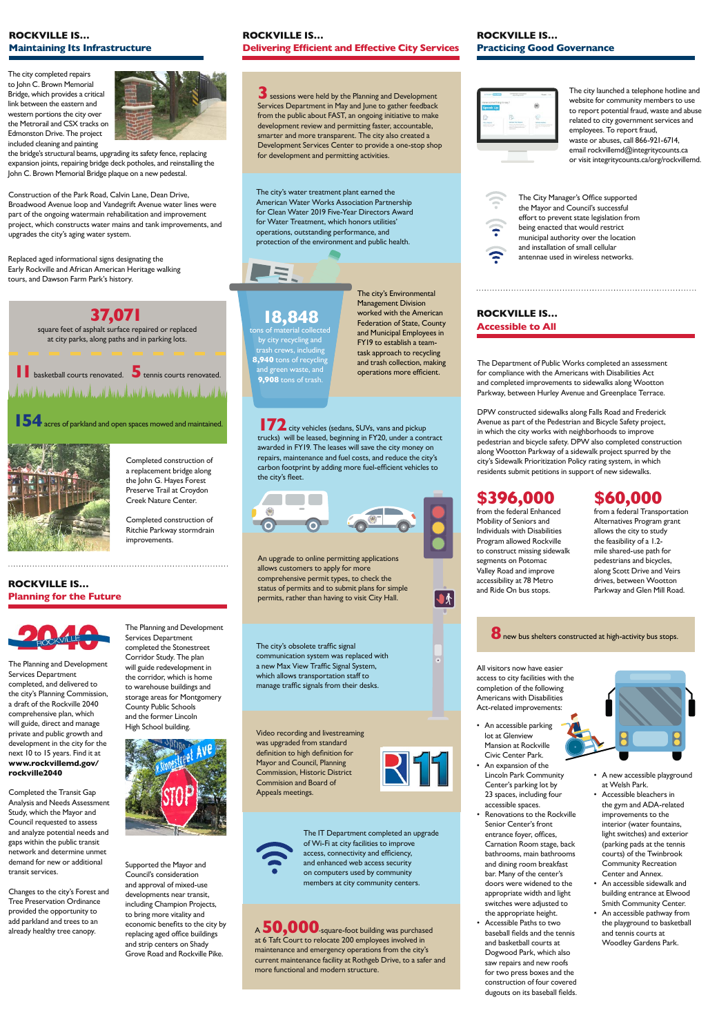## ROCKVILLE IS… Maintaining Its Infrastructure

The city completed repairs to John C. Brown Memorial Bridge, which provides a critical link between the eastern and western portions the city over the Metrorail and CSX tracks on Edmonston Drive. The project included cleaning and painting the bridge's structural beams, upgrading its safety fence, replacing expansion joints, repairing bridge deck potholes, and reinstalling the John C. Brown Memorial Bridge plaque on a new pedestal.

Construction of the Park Road, Calvin Lane, Dean Drive, Broadwood Avenue loop and Vandegrift Avenue water lines were part of the ongoing watermain rehabilitation and improvement project, which constructs water mains and tank improvements, and upgrades the city's aging water system.

Replaced aged informational signs designating the Early Rockville and African American Heritage walking tours, and Dawson Farm Park's history.

**37,071** square feet of asphalt surface repaired or replaced at city parks, along paths and in parking lots.

**11** basketball courts renovated. **5** tennis courts renovated.

**154** acres of parkland and open spaces mowed and maintained.

Completed construction of a replacement bridge along the John G. Hayes Forest Preserve Trail at Croydon Creek Nature Center.

Completed construction of Ritchie Parkway stormdrain improvements.

## ROCKVILLE IS… Planning for the Future

2040 ROCKVILLE

The Planning and Development Services Department completed, and delivered to the city's Planning Commission, a draft of the Rockville 2040 comprehensive plan, which will guide, direct and manage private and public growth and development in the city for the next 10 to 15 years. Find it at **www.rockvillemd.gov/rockville2040**

Completed the Transit Gap Analysis and Needs Assessment Study, which the Mayor and Council requested to assess and analyze potential needs and gaps within the public transit network and determine unmet demand for new or additional transit services.

Changes to the city's Forest and Tree Preservation Ordinance provided the opportunity to add parkland and trees to an already healthy tree canopy.

The Planning and Development Services Department completed the Stonestreet Corridor Study. The plan will guide redevelopment in the corridor, which is home to warehouse buildings and storage areas for Montgomery County Public Schools and the former Lincoln High School building.

Supported the Mayor and Council's consideration and approval of mixed-use developments near transit, including Champion Projects, to bring more vitality and economic benefits to the city by replacing aged office buildings and strip centers on Shady Grove Road and Rockville Pike.

## ROCKVILLE IS… Delivering Efficient and Effective City Services

**3** sessions were held by the Planning and Development Services Department in May and June to gather feedback from the public about FAST, an ongoing initiative to make development review and permitting faster, accountable, smarter and more transparent. The city also created a Development Services Center to provide a one-stop shop for development and permitting activities.

The city's water treatment plant earned the American Water Works Association Partnership for Clean Water 2019 Five-Year Directors Award for Water Treatment, which honors utilities' operations, outstanding performance, and protection of the environment and public health.

**18,848** tons of material collected by city recycling and trash crews, including **8,940** tons of recycling and green waste, and **9,908** tons of trash.

The city's Environmental Management Division worked with the American Federation of State, County and Municipal Employees in FY19 to establish a team-task approach to recycling and trash collection, making operations more efficient.

**172** city vehicles (sedans, SUVs, vans and pickup trucks) will be leased, beginning in FY20, under a contract awarded in FY19. The leases will save the city money on repairs, maintenance and fuel costs, and reduce the city's carbon footprint by adding more fuel-efficient vehicles to the city's fleet.

An upgrade to online permitting applications allows customers to apply for more comprehensive permit types, to check the status of permits and to submit plans for simple permits, rather than having to visit City Hall.

The city's obsolete traffic signal communication system was replaced with a new Max View Traffic Signal System, which allows transportation staff to manage traffic signals from their desks.

Video recording and livestreaming was upgraded from standard definition to high definition for Mayor and Council, Planning Commission, Historic District Commission and Board of Appeals meetings.

The IT Department completed an upgrade of Wi-Fi at city facilities to improve access, connectivity and efficiency, and enhanced web access security on computers used by community members at city community centers.

A **50,000**-square-foot building was purchased at 6 Taft Court to relocate 200 employees involved in maintenance and emergency operations from the city's current maintenance facility at Rothgeb Drive, to a safer and more functional and modern structure.

## ROCKVILLE IS… Practicing Good Governance

The city launched a telephone hotline and website for community members to use to report potential fraud, waste and abuse related to city government services and employees. To report fraud, waste or abuses, call 866-921-6714, email rockvillemd@integritycounts.ca or visit integritycounts.ca/org/rockvillemd.

The City Manager's Office supported the Mayor and Council's successful effort to prevent state legislation from being enacted that would restrict municipal authority over the location and installation of small cellular antennae used in wireless networks.

## ROCKVILLE IS… Accessible to All

The Department of Public Works completed an assessment for compliance with the Americans with Disabilities Act and completed improvements to sidewalks along Wootton Parkway, between Hurley Avenue and Greenplace Terrace.

DPW constructed sidewalks along Falls Road and Frederick Avenue as part of the Pedestrian and Bicycle Safety project, in which the city works with neighborhoods to improve pedestrian and bicycle safety. DPW also completed construction along Wootton Parkway of a sidewalk project spurred by the city's Sidewalk Prioritization Policy rating system, in which residents submit petitions in support of new sidewalks.

**$396,000** from the federal Enhanced Mobility of Seniors and Individuals with Disabilities Program allowed Rockville to construct missing sidewalk segments on Potomac Valley Road and improve accessibility at 78 Metro and Ride On bus stops.

**$60,000** from a federal Transportation Alternatives Program grant allows the city to study the feasibility of a 1.2-mile shared-use path for pedestrians and bicycles, along Scott Drive and Veirs drives, between Wootton Parkway and Glen Mill Road.

**8** new bus shelters constructed at high-activity bus stops.

All visitors now have easier access to city facilities with the completion of the following Americans with Disabilities Act-related improvements:

- An accessible parking lot at Glenview Mansion at Rockville Civic Center Park.
- An expansion of the Lincoln Park Community Center's parking lot by 23 spaces, including four accessible spaces.
- Renovations to the Rockville Senior Center's front entrance foyer, offices, Carnation Room stage, back bathrooms, main bathrooms and dining room breakfast bar. Many of the center's doors were widened to the appropriate width and light switches were adjusted to the appropriate height.
- Accessible Paths to two baseball fields and the tennis and basketball courts at Dogwood Park, which also saw repairs and new roofs for two press boxes and the construction of four covered dugouts on its baseball fields.
- A new accessible playground at Welsh Park.
- Accessible bleachers in the gym and ADA-related improvements to the interior (water fountains, light switches) and exterior (parking pads at the tennis courts) of the Twinbrook Community Recreation Center and Annex.
- An accessible sidewalk and building entrance at Elwood Smith Community Center.
- An accessible pathway from the playground to basketball and tennis courts at Woodley Gardens Park.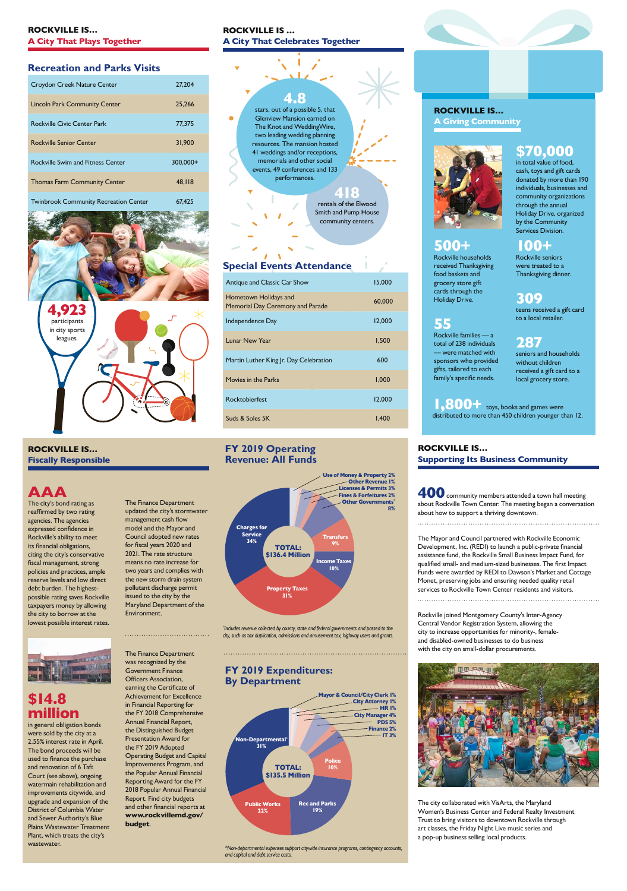## ROCKVILLE IS… A City That Plays Together

### Recreation and Parks Visits

| | |
|---|---|
| Croydon Creek Nature Center | 27,204 |
| Lincoln Park Community Center | 25,266 |
| Rockville Civic Center Park | 77,375 |
| Rockville Senior Center | 31,900 |
| Rockville Swim and Fitness Center | 300,000+ |
| Thomas Farm Community Center | 48,118 |
| Twinbrook Community Recreation Center | 67,425 |

**4,923** participants in city sports leagues.

## ROCKVILLE IS … A City That Celebrates Together

**4.8** stars, out of a possible 5, that Glenview Mansion earned on The Knot and WeddingWire, two leading wedding planning resources. The mansion hosted 41 weddings and/or receptions, 49 conferences and 133 memorials and other social events, performances.

**418** rentals of the Elwood Smith and Pump House community centers.

### Special Events Attendance

| | |
|---|---|
| Antique and Classic Car Show | 15,000 |
| Hometown Holidays and Memorial Day Ceremony and Parade | 60,000 |
| Independence Day | 12,000 |
| Lunar New Year | 1,500 |
| Martin Luther King Jr. Day Celebration | 600 |
| Movies in the Parks | 1,000 |
| Rocktobierfest | 12,000 |
| Suds & Soles 5K | 1,400 |

## ROCKVILLE IS… A Giving Community

**$70,000** in total value of food, cash, toys and gift cards donated by more than 190 individuals, businesses and community organizations through the annual Holiday Drive, organized by the Community Services Division.

**500+** Rockville households received Thanksgiving food baskets and grocery store gift cards through the Holiday Drive.

**100+** Rockville seniors were treated to a Thanksgiving dinner.

**309** teens received a gift card to a local retailer.

**55** Rockville families — a total of 238 individuals — were matched with sponsors who provided gifts, tailored to each family's specific needs.

**287** seniors and households without children received a gift card to a local grocery store.

**1,800+** toys, books and games were distributed to more than 450 children younger than 12.

## ROCKVILLE IS… Fiscally Responsible

**AAA**

The city's bond rating as reaffirmed by two rating agencies. The agencies expressed confidence in Rockville's ability to meet its financial obligations, citing the city's conservative fiscal management, strong policies and practices, ample reserve levels and low direct debt burden. The highest-possible rating saves Rockville taxpayers money by allowing the city to borrow at the lowest possible interest rates.

The Finance Department updated the city's stormwater management cash flow model and the Mayor and Council adopted new rates for fiscal years 2020 and 2021. The rate structure means no rate increase for two years and complies with the new storm drain system pollutant discharge permit issued to the city by the Maryland Department of the Environment.

**$14.8 million**

in general obligation bonds were sold by the city at a 2.55% interest rate in April. The bond proceeds will be used to finance the purchase and renovation of 6 Taft Court (see above), ongoing watermain rehabilitation and improvements citywide, and upgrade and expansion of the District of Columbia Water and Sewer Authority's Blue Plains Wastewater Treatment Plant, which treats the city's wastewater.

The Finance Department was recognized by the Government Finance Officers Association, earning the Certificate of Achievement for Excellence in Financial Reporting for the FY 2018 Comprehensive Annual Financial Report, the Distinguished Budget Presentation Award for the FY 2019 Adopted Operating Budget and Capital Improvements Program, and the Popular Annual Financial Reporting Award for the FY 2018 Popular Annual Financial Report. Find city budgets and other financial reports at **www.rockvillemd.gov/budget**.

### FY 2019 Operating Revenue: All Funds

TOTAL: $136.4 Million

Charges for Service 34%
Property Taxes 31%
Income Taxes 10%
Transfers 9%
Other Governments* 8%
Fines & Forfeitures 2%
Licenses & Permits 3%
Other Revenue 1%
Use of Money & Property 2%

*Includes revenue collected by county, state and federal governments and passed to the city, such as tax duplication, admissions and amusement tax, highway users and grants.

### FY 2019 Expenditures: By Department

TOTAL: $135.5 Million

Non-Departmental* 31%
Public Works 22%
Rec and Parks 19%
Police 10%
IT 3%
Finance 2%
PDS 5%
City Manager 4%
HR 1%
City Attorney 1%
Mayor & Council/City Clerk 1%

*Non-departmental expenses support citywide insurance programs, contingency accounts, and capital and debt service costs.

## ROCKVILLE IS… Supporting Its Business Community

**400** community members attended a town hall meeting about Rockville Town Center. The meeting began a conversation about how to support a thriving downtown.

The Mayor and Council partnered with Rockville Economic Development, Inc. (REDI) to launch a public-private financial assistance fund, the Rockville Small Business Impact Fund, for qualified small- and medium-sized businesses. The first Impact Funds were awarded by REDI to Dawson's Market and Cottage Monet, preserving jobs and ensuring needed quality retail services to Rockville Town Center residents and visitors.

Rockville joined Montgomery County's Inter-Agency Central Vendor Registration System, allowing the city to increase opportunities for minority-, female- and disabled-owned businesses to do business with the city on small-dollar procurements.

The city collaborated with VisArts, the Maryland Women's Business Center and Federal Realty Investment Trust to bring visitors to downtown Rockville through art classes, the Friday Night Live music series and a pop-up business selling local products.